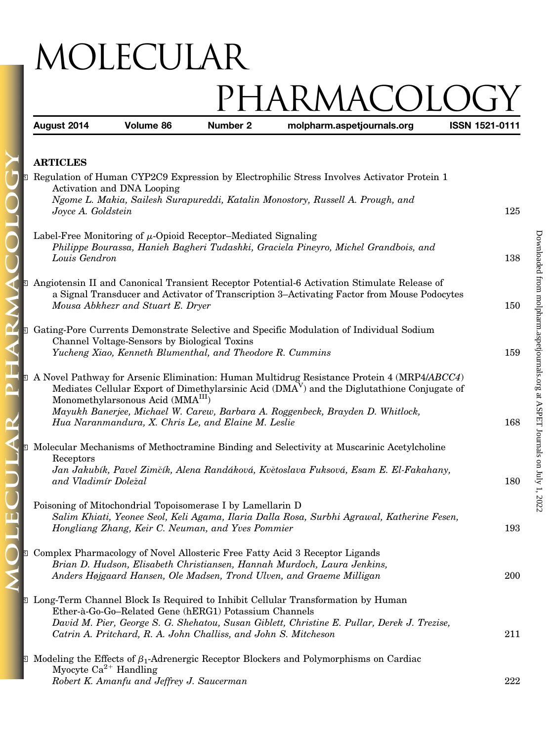# MOLECULAR PHARMACOLOGY

**August 2014** **Volume 86** **Number 2** **molpharm.aspetjournals.org** **ISSN 1521-0111**

## ARTICLES

Regulation of Human CYP2C9 Expression by Electrophilic Stress Involves Activator Protein 1 Activation and DNA Looping
*Ngome L. Makia, Sailesh Surapureddi, Katalin Monostory, Russell A. Prough, and Joyce A. Goldstein* — 125

Label-Free Monitoring of $\mu$-Opioid Receptor–Mediated Signaling
*Philippe Bourassa, Hanieh Bagheri Tudashki, Graciela Pineyro, Michel Grandbois, and Louis Gendron* — 138

Angiotensin II and Canonical Transient Receptor Potential-6 Activation Stimulate Release of a Signal Transducer and Activator of Transcription 3–Activating Factor from Mouse Podocytes
*Mousa Abkhezr and Stuart E. Dryer* — 150

Gating-Pore Currents Demonstrate Selective and Specific Modulation of Individual Sodium Channel Voltage-Sensors by Biological Toxins
*Yucheng Xiao, Kenneth Blumenthal, and Theodore R. Cummins* — 159

A Novel Pathway for Arsenic Elimination: Human Multidrug Resistance Protein 4 (MRP4/*ABCC4*) Mediates Cellular Export of Dimethylarsinic Acid ($DMA^{V}$) and the Diglutathione Conjugate of Monomethylarsonous Acid ($MMA^{III}$)
*Mayukh Banerjee, Michael W. Carew, Barbara A. Roggenbeck, Brayden D. Whitlock, Hua Naranmandura, X. Chris Le, and Elaine M. Leslie* — 168

Molecular Mechanisms of Methoctramine Binding and Selectivity at Muscarinic Acetylcholine Receptors
*Jan Jakubík, Pavel Zimčík, Alena Randáková, Květoslava Fuksová, Esam E. El-Fakahany, and Vladimír Doležal* — 180

Poisoning of Mitochondrial Topoisomerase I by Lamellarin D
*Salim Khiati, Yeonee Seol, Keli Agama, Ilaria Dalla Rosa, Surbhi Agrawal, Katherine Fesen, Hongliang Zhang, Keir C. Neuman, and Yves Pommier* — 193

Complex Pharmacology of Novel Allosteric Free Fatty Acid 3 Receptor Ligands
*Brian D. Hudson, Elisabeth Christiansen, Hannah Murdoch, Laura Jenkins, Anders Højgaard Hansen, Ole Madsen, Trond Ulven, and Graeme Milligan* — 200

Long-Term Channel Block Is Required to Inhibit Cellular Transformation by Human Ether-à-Go-Go–Related Gene (hERG1) Potassium Channels
*David M. Pier, George S. G. Shehatou, Susan Giblett, Christine E. Pullar, Derek J. Trezise, Catrin A. Pritchard, R. A. John Challiss, and John S. Mitcheson* — 211

Modeling the Effects of $\beta_1$-Adrenergic Receptor Blockers and Polymorphisms on Cardiac Myocyte $Ca^{2+}$ Handling
*Robert K. Amanfu and Jeffrey J. Saucerman* — 222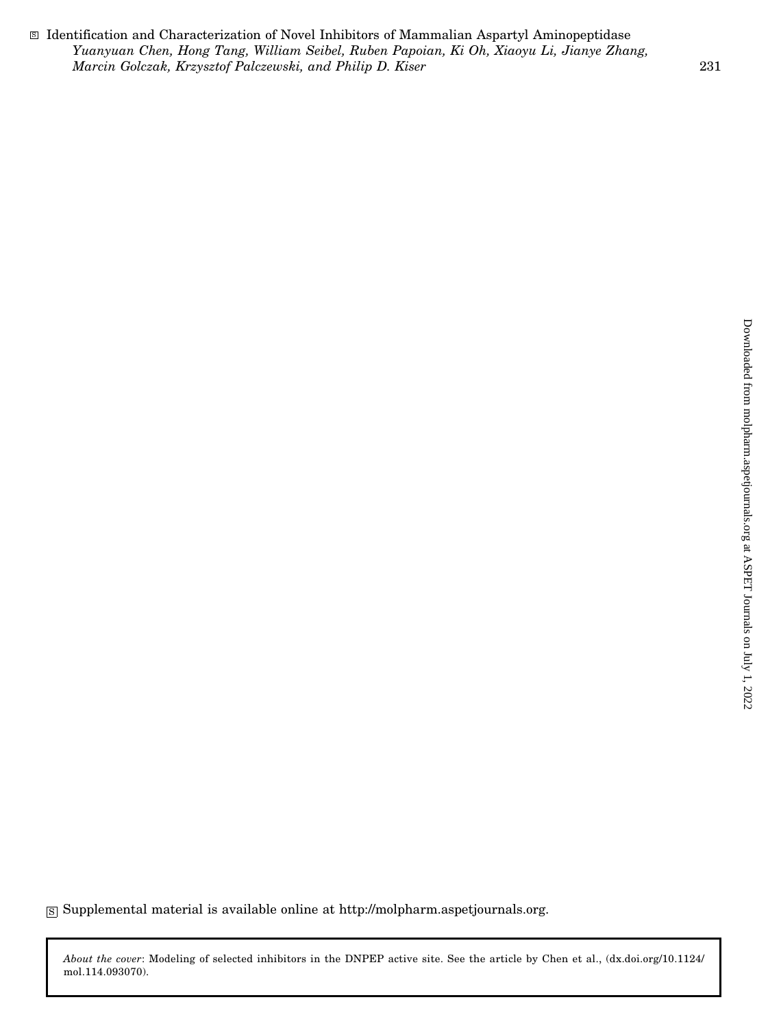S Identification and Characterization of Novel Inhibitors of Mammalian Aspartyl Aminopeptidase
*Yuanyuan Chen, Hong Tang, William Seibel, Ruben Papoian, Ki Oh, Xiaoyu Li, Jianye Zhang, Marcin Golczak, Krzysztof Palczewski, and Philip D. Kiser* 231

S Supplemental material is available online at http://molpharm.aspetjournals.org.

*About the cover*: Modeling of selected inhibitors in the DNPEP active site. See the article by Chen et al., (dx.doi.org/10.1124/mol.114.093070).